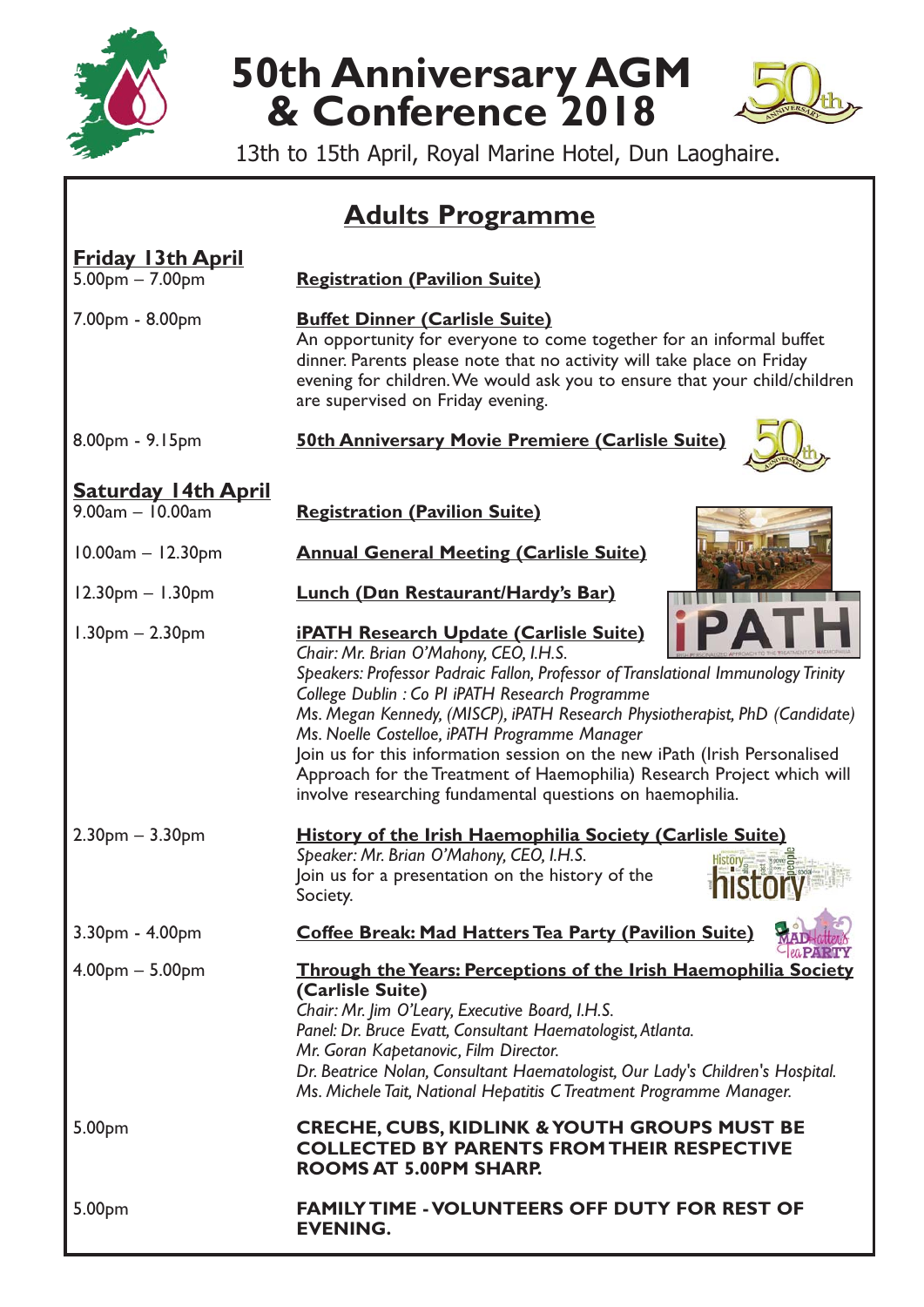# 50th Anniversary AGM & Conference 2018

13th to 15th April, Royal Marine Hotel, Dun Laoghaire.

## Adults Programme

### Friday 13th April

5.00pm – 7.00pm **Registration (Pavilion Suite)**

7.00pm - 8.00pm **Buffet Dinner (Carlisle Suite)**
An opportunity for everyone to come together for an informal buffet dinner. Parents please note that no activity will take place on Friday evening for children. We would ask you to ensure that your child/children are supervised on Friday evening.

8.00pm - 9.15pm **50th Anniversary Movie Premiere (Carlisle Suite)**

### Saturday 14th April

9.00am – 10.00am **Registration (Pavilion Suite)**

10.00am – 12.30pm **Annual General Meeting (Carlisle Suite)**

12.30pm – 1.30pm **Lunch (Dún Restaurant/Hardy's Bar)**

1.30pm – 2.30pm **iPATH Research Update (Carlisle Suite)**
*Chair: Mr. Brian O'Mahony, CEO, I.H.S.*
*Speakers: Professor Padraic Fallon, Professor of Translational Immunology Trinity College Dublin : Co PI iPATH Research Programme*
*Ms. Megan Kennedy, (MISCP), iPATH Research Physiotherapist, PhD (Candidate)*
*Ms. Noelle Costelloe, iPATH Programme Manager*
Join us for this information session on the new iPath (Irish Personalised Approach for the Treatment of Haemophilia) Research Project which will involve researching fundamental questions on haemophilia.

2.30pm – 3.30pm **History of the Irish Haemophilia Society (Carlisle Suite)**
*Speaker: Mr. Brian O'Mahony, CEO, I.H.S.*
Join us for a presentation on the history of the Society.

3.30pm - 4.00pm **Coffee Break: Mad Hatters Tea Party (Pavilion Suite)**

4.00pm – 5.00pm **Through the Years: Perceptions of the Irish Haemophilia Society (Carlisle Suite)**
*Chair: Mr. Jim O'Leary, Executive Board, I.H.S.*
*Panel: Dr. Bruce Evatt, Consultant Haematologist, Atlanta.*
*Mr. Goran Kapetanovic, Film Director.*
*Dr. Beatrice Nolan, Consultant Haematologist, Our Lady's Children's Hospital.*
*Ms. Michele Tait, National Hepatitis C Treatment Programme Manager.*

5.00pm **CRECHE, CUBS, KIDLINK & YOUTH GROUPS MUST BE COLLECTED BY PARENTS FROM THEIR RESPECTIVE ROOMS AT 5.00PM SHARP.**

5.00pm **FAMILY TIME - VOLUNTEERS OFF DUTY FOR REST OF EVENING.**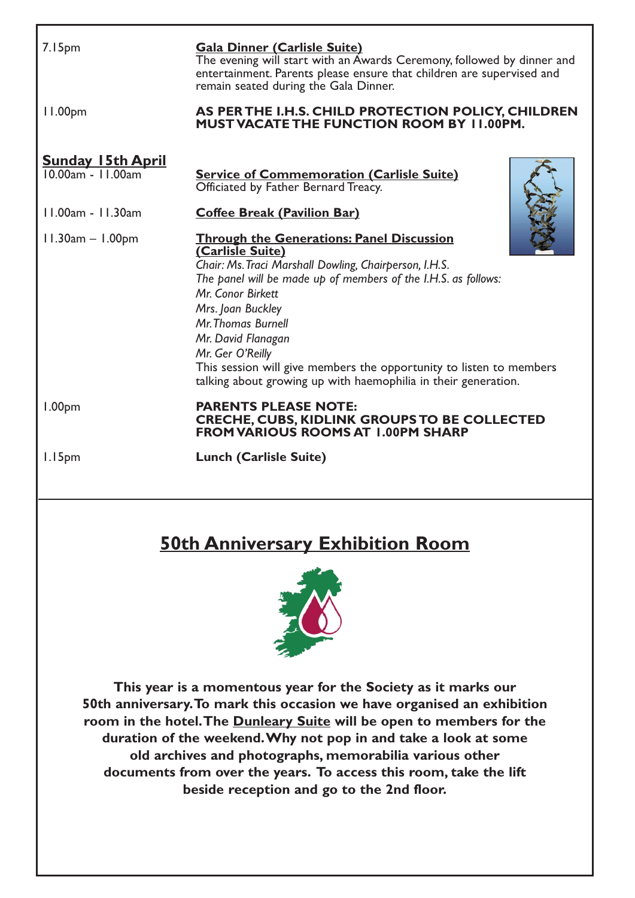7.15pm **Gala Dinner (Carlisle Suite)**
The evening will start with an Awards Ceremony, followed by dinner and entertainment. Parents please ensure that children are supervised and remain seated during the Gala Dinner.

11.00pm **AS PER THE I.H.S. CHILD PROTECTION POLICY, CHILDREN MUST VACATE THE FUNCTION ROOM BY 11.00PM.**

**Sunday 15th April**

10.00am - 11.00am **Service of Commemoration (Carlisle Suite)**
Officiated by Father Bernard Treacy.

11.00am - 11.30am **Coffee Break (Pavilion Bar)**

11.30am – 1.00pm **Through the Generations: Panel Discussion (Carlisle Suite)**
*Chair: Ms. Traci Marshall Dowling, Chairperson, I.H.S.*
*The panel will be made up of members of the I.H.S. as follows:*
*Mr. Conor Birkett*
*Mrs. Joan Buckley*
*Mr. Thomas Burnell*
*Mr. David Flanagan*
*Mr. Ger O'Reilly*
This session will give members the opportunity to listen to members talking about growing up with haemophilia in their generation.

1.00pm **PARENTS PLEASE NOTE: CRECHE, CUBS, KIDLINK GROUPS TO BE COLLECTED FROM VARIOUS ROOMS AT 1.00PM SHARP**

1.15pm **Lunch (Carlisle Suite)**

## 50th Anniversary Exhibition Room

**This year is a momentous year for the Society as it marks our 50th anniversary. To mark this occasion we have organised an exhibition room in the hotel. The Dunleary Suite will be open to members for the duration of the weekend. Why not pop in and take a look at some old archives and photographs, memorabilia various other documents from over the years. To access this room, take the lift beside reception and go to the 2nd floor.**